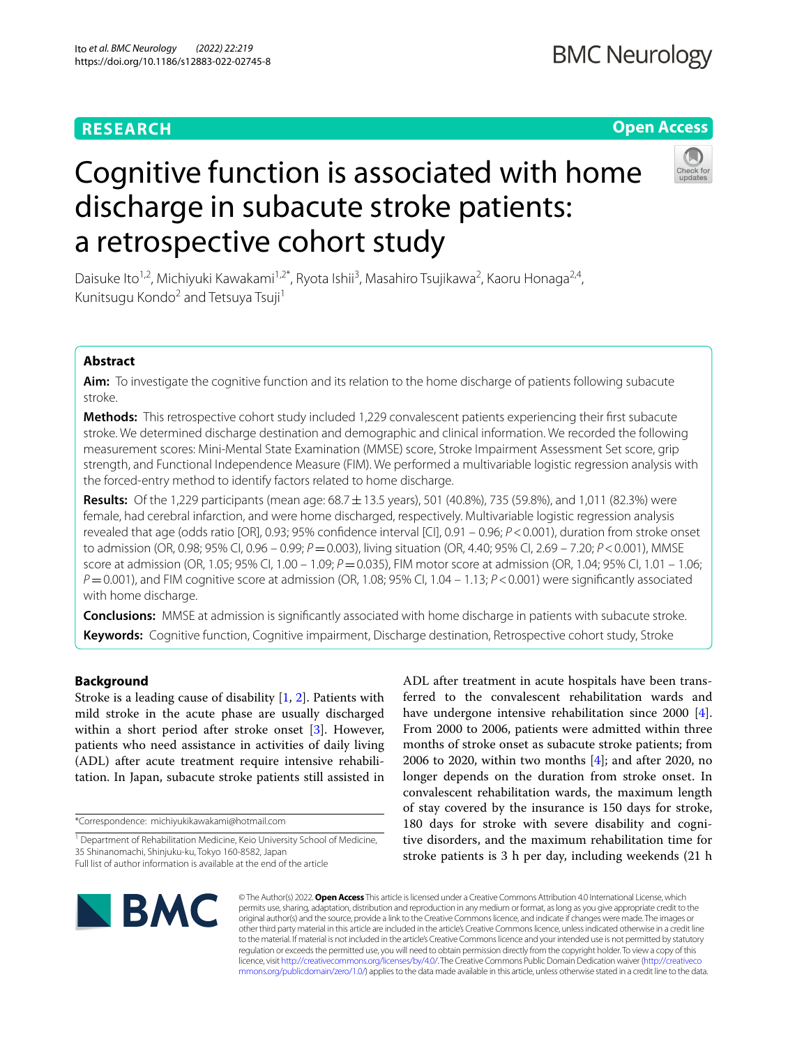RESEARCH

Open Access

# Cognitive function is associated with home discharge in subacute stroke patients: a retrospective cohort study

Daisuke Ito[1,2], Michiyuki Kawakami[1,2*], Ryota Ishii[3], Masahiro Tsujikawa[2], Kaoru Honaga[2,4], Kunitsugu Kondo[2] and Tetsuya Tsuji[1]

## Abstract

**Aim:** To investigate the cognitive function and its relation to the home discharge of patients following subacute stroke.

**Methods:** This retrospective cohort study included 1,229 convalescent patients experiencing their first subacute stroke. We determined discharge destination and demographic and clinical information. We recorded the following measurement scores: Mini-Mental State Examination (MMSE) score, Stroke Impairment Assessment Set score, grip strength, and Functional Independence Measure (FIM). We performed a multivariable logistic regression analysis with the forced-entry method to identify factors related to home discharge.

**Results:** Of the 1,229 participants (mean age: 68.7 ± 13.5 years), 501 (40.8%), 735 (59.8%), and 1,011 (82.3%) were female, had cerebral infarction, and were home discharged, respectively. Multivariable logistic regression analysis revealed that age (odds ratio [OR], 0.93; 95% confidence interval [CI], 0.91 – 0.96; $P < 0.001$), duration from stroke onset to admission (OR, 0.98; 95% CI, 0.96 – 0.99; $P = 0.003$), living situation (OR, 4.40; 95% CI, 2.69 – 7.20; $P < 0.001$), MMSE score at admission (OR, 1.05; 95% CI, 1.00 – 1.09; $P = 0.035$), FIM motor score at admission (OR, 1.04; 95% CI, 1.01 – 1.06; $P = 0.001$), and FIM cognitive score at admission (OR, 1.08; 95% CI, 1.04 – 1.13; $P < 0.001$) were significantly associated with home discharge.

**Conclusions:** MMSE at admission is significantly associated with home discharge in patients with subacute stroke.

**Keywords:** Cognitive function, Cognitive impairment, Discharge destination, Retrospective cohort study, Stroke

## Background

Stroke is a leading cause of disability [1, 2]. Patients with mild stroke in the acute phase are usually discharged within a short period after stroke onset [3]. However, patients who need assistance in activities of daily living (ADL) after acute treatment require intensive rehabilitation. In Japan, subacute stroke patients still assisted in ADL after treatment in acute hospitals have been transferred to the convalescent rehabilitation wards and have undergone intensive rehabilitation since 2000 [4]. From 2000 to 2006, patients were admitted within three months of stroke onset as subacute stroke patients; from 2006 to 2020, within two months [4]; and after 2020, no longer depends on the duration from stroke onset. In convalescent rehabilitation wards, the maximum length of stay covered by the insurance is 150 days for stroke, 180 days for stroke with severe disability and cognitive disorders, and the maximum rehabilitation time for stroke patients is 3 h per day, including weekends (21 h

*Correspondence: michiyukikawakami@hotmail.com

[1] Department of Rehabilitation Medicine, Keio University School of Medicine, 35 Shinanomachi, Shinjuku-ku, Tokyo 160-8582, Japan

Full list of author information is available at the end of the article

© The Author(s) 2022. **Open Access** This article is licensed under a Creative Commons Attribution 4.0 International License, which permits use, sharing, adaptation, distribution and reproduction in any medium or format, as long as you give appropriate credit to the original author(s) and the source, provide a link to the Creative Commons licence, and indicate if changes were made. The images or other third party material in this article are included in the article's Creative Commons licence, unless indicated otherwise in a credit line to the material. If material is not included in the article's Creative Commons licence and your intended use is not permitted by statutory regulation or exceeds the permitted use, you will need to obtain permission directly from the copyright holder. To view a copy of this licence, visit http://creativecommons.org/licenses/by/4.0/. The Creative Commons Public Domain Dedication waiver (http://creativecommons.org/publicdomain/zero/1.0/) applies to the data made available in this article, unless otherwise stated in a credit line to the data.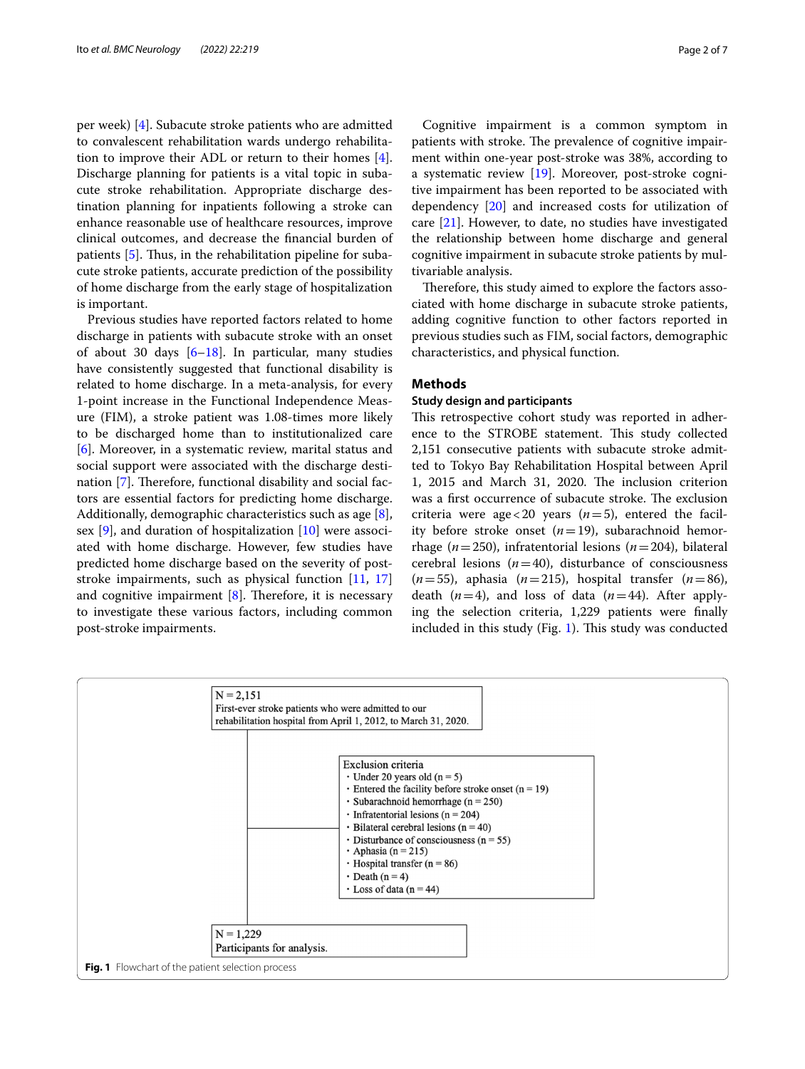per week) [4]. Subacute stroke patients who are admitted to convalescent rehabilitation wards undergo rehabilitation to improve their ADL or return to their homes [4]. Discharge planning for patients is a vital topic in subacute stroke rehabilitation. Appropriate discharge destination planning for inpatients following a stroke can enhance reasonable use of healthcare resources, improve clinical outcomes, and decrease the financial burden of patients [5]. Thus, in the rehabilitation pipeline for subacute stroke patients, accurate prediction of the possibility of home discharge from the early stage of hospitalization is important.

Previous studies have reported factors related to home discharge in patients with subacute stroke with an onset of about 30 days [6–18]. In particular, many studies have consistently suggested that functional disability is related to home discharge. In a meta-analysis, for every 1-point increase in the Functional Independence Measure (FIM), a stroke patient was 1.08-times more likely to be discharged home than to institutionalized care [6]. Moreover, in a systematic review, marital status and social support were associated with the discharge destination [7]. Therefore, functional disability and social factors are essential factors for predicting home discharge. Additionally, demographic characteristics such as age [8], sex [9], and duration of hospitalization [10] were associated with home discharge. However, few studies have predicted home discharge based on the severity of post-stroke impairments, such as physical function [11, 17] and cognitive impairment [8]. Therefore, it is necessary to investigate these various factors, including common post-stroke impairments.

Cognitive impairment is a common symptom in patients with stroke. The prevalence of cognitive impairment within one-year post-stroke was 38%, according to a systematic review [19]. Moreover, post-stroke cognitive impairment has been reported to be associated with dependency [20] and increased costs for utilization of care [21]. However, to date, no studies have investigated the relationship between home discharge and general cognitive impairment in subacute stroke patients by multivariable analysis.

Therefore, this study aimed to explore the factors associated with home discharge in subacute stroke patients, adding cognitive function to other factors reported in previous studies such as FIM, social factors, demographic characteristics, and physical function.

## Methods

### Study design and participants

This retrospective cohort study was reported in adherence to the STROBE statement. This study collected 2,151 consecutive patients with subacute stroke admitted to Tokyo Bay Rehabilitation Hospital between April 1, 2015 and March 31, 2020. The inclusion criterion was a first occurrence of subacute stroke. The exclusion criteria were age < 20 years ($n = 5$), entered the facility before stroke onset ($n = 19$), subarachnoid hemorrhage ($n = 250$), infratentorial lesions ($n = 204$), bilateral cerebral lesions ($n = 40$), disturbance of consciousness ($n = 55$), aphasia ($n = 215$), hospital transfer ($n = 86$), death ($n = 4$), and loss of data ($n = 44$). After applying the selection criteria, 1,229 patients were finally included in this study (Fig. 1). This study was conducted

N = 2,151
First-ever stroke patients who were admitted to our rehabilitation hospital from April 1, 2012, to March 31, 2020.

Exclusion criteria
- Under 20 years old (n = 5)
- Entered the facility before stroke onset (n = 19)
- Subarachnoid hemorrhage (n = 250)
- Infratentorial lesions (n = 204)
- Bilateral cerebral lesions (n = 40)
- Disturbance of consciousness (n = 55)
- Aphasia (n = 215)
- Hospital transfer (n = 86)
- Death (n = 4)
- Loss of data (n = 44)

N = 1,229
Participants for analysis.

**Fig. 1** Flowchart of the patient selection process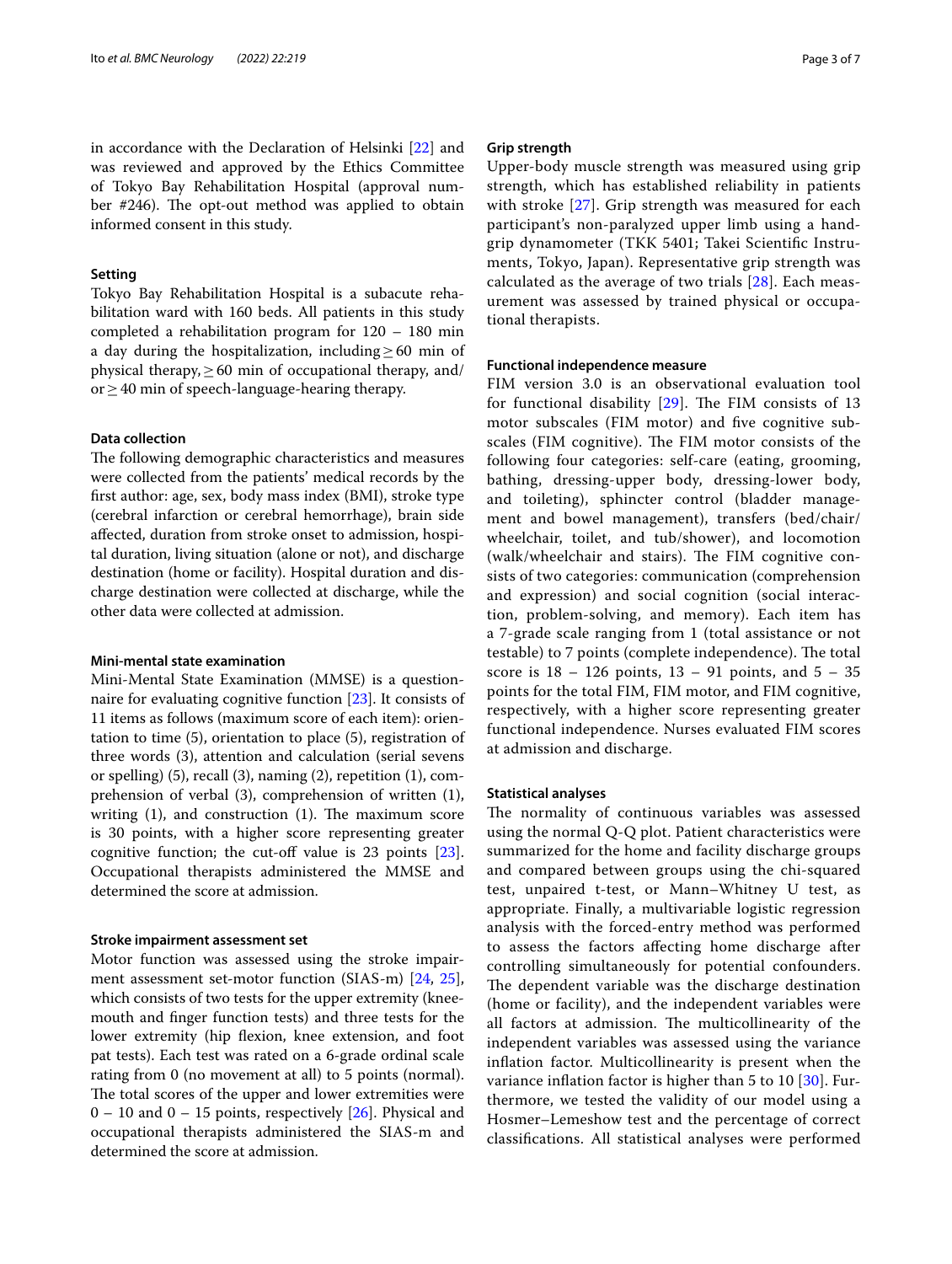in accordance with the Declaration of Helsinki [22] and was reviewed and approved by the Ethics Committee of Tokyo Bay Rehabilitation Hospital (approval number #246). The opt-out method was applied to obtain informed consent in this study.

### Setting

Tokyo Bay Rehabilitation Hospital is a subacute rehabilitation ward with 160 beds. All patients in this study completed a rehabilitation program for 120 – 180 min a day during the hospitalization, including ≥ 60 min of physical therapy, ≥ 60 min of occupational therapy, and/or ≥ 40 min of speech-language-hearing therapy.

### Data collection

The following demographic characteristics and measures were collected from the patients' medical records by the first author: age, sex, body mass index (BMI), stroke type (cerebral infarction or cerebral hemorrhage), brain side affected, duration from stroke onset to admission, hospital duration, living situation (alone or not), and discharge destination (home or facility). Hospital duration and discharge destination were collected at discharge, while the other data were collected at admission.

### Mini-mental state examination

Mini-Mental State Examination (MMSE) is a questionnaire for evaluating cognitive function [23]. It consists of 11 items as follows (maximum score of each item): orientation to time (5), orientation to place (5), registration of three words (3), attention and calculation (serial sevens or spelling) (5), recall (3), naming (2), repetition (1), comprehension of verbal (3), comprehension of written (1), writing (1), and construction (1). The maximum score is 30 points, with a higher score representing greater cognitive function; the cut-off value is 23 points [23]. Occupational therapists administered the MMSE and determined the score at admission.

### Stroke impairment assessment set

Motor function was assessed using the stroke impairment assessment set-motor function (SIAS-m) [24, 25], which consists of two tests for the upper extremity (knee-mouth and finger function tests) and three tests for the lower extremity (hip flexion, knee extension, and foot pat tests). Each test was rated on a 6-grade ordinal scale rating from 0 (no movement at all) to 5 points (normal). The total scores of the upper and lower extremities were 0 – 10 and 0 – 15 points, respectively [26]. Physical and occupational therapists administered the SIAS-m and determined the score at admission.

### Grip strength

Upper-body muscle strength was measured using grip strength, which has established reliability in patients with stroke [27]. Grip strength was measured for each participant's non-paralyzed upper limb using a handgrip dynamometer (TKK 5401; Takei Scientific Instruments, Tokyo, Japan). Representative grip strength was calculated as the average of two trials [28]. Each measurement was assessed by trained physical or occupational therapists.

### Functional independence measure

FIM version 3.0 is an observational evaluation tool for functional disability [29]. The FIM consists of 13 motor subscales (FIM motor) and five cognitive subscales (FIM cognitive). The FIM motor consists of the following four categories: self-care (eating, grooming, bathing, dressing-upper body, dressing-lower body, and toileting), sphincter control (bladder management and bowel management), transfers (bed/chair/wheelchair, toilet, and tub/shower), and locomotion (walk/wheelchair and stairs). The FIM cognitive consists of two categories: communication (comprehension and expression) and social cognition (social interaction, problem-solving, and memory). Each item has a 7-grade scale ranging from 1 (total assistance or not testable) to 7 points (complete independence). The total score is 18 – 126 points, 13 – 91 points, and 5 – 35 points for the total FIM, FIM motor, and FIM cognitive, respectively, with a higher score representing greater functional independence. Nurses evaluated FIM scores at admission and discharge.

### Statistical analyses

The normality of continuous variables was assessed using the normal Q-Q plot. Patient characteristics were summarized for the home and facility discharge groups and compared between groups using the chi-squared test, unpaired t-test, or Mann–Whitney U test, as appropriate. Finally, a multivariable logistic regression analysis with the forced-entry method was performed to assess the factors affecting home discharge after controlling simultaneously for potential confounders. The dependent variable was the discharge destination (home or facility), and the independent variables were all factors at admission. The multicollinearity of the independent variables was assessed using the variance inflation factor. Multicollinearity is present when the variance inflation factor is higher than 5 to 10 [30]. Furthermore, we tested the validity of our model using a Hosmer–Lemeshow test and the percentage of correct classifications. All statistical analyses were performed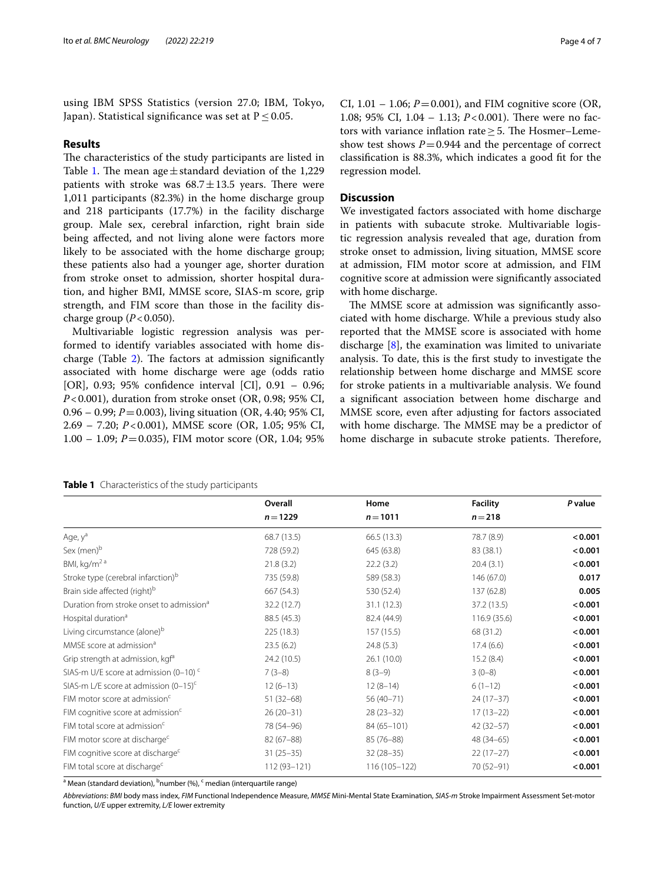using IBM SPSS Statistics (version 27.0; IBM, Tokyo, Japan). Statistical significance was set at $P \leq 0.05$.

## Results

The characteristics of the study participants are listed in Table 1. The mean age ± standard deviation of the 1,229 patients with stroke was 68.7 ± 13.5 years. There were 1,011 participants (82.3%) in the home discharge group and 218 participants (17.7%) in the facility discharge group. Male sex, cerebral infarction, right brain side being affected, and not living alone were factors more likely to be associated with the home discharge group; these patients also had a younger age, shorter duration from stroke onset to admission, shorter hospital duration, and higher BMI, MMSE score, SIAS-m score, grip strength, and FIM score than those in the facility discharge group ($P < 0.050$).

Multivariable logistic regression analysis was performed to identify variables associated with home discharge (Table 2). The factors at admission significantly associated with home discharge were age (odds ratio [OR], 0.93; 95% confidence interval [CI], 0.91 – 0.96; $P < 0.001$), duration from stroke onset (OR, 0.98; 95% CI, 0.96 – 0.99; $P = 0.003$), living situation (OR, 4.40; 95% CI, 2.69 – 7.20; $P < 0.001$), MMSE score (OR, 1.05; 95% CI, 1.00 – 1.09; $P = 0.035$), FIM motor score (OR, 1.04; 95% CI, 1.01 – 1.06; $P = 0.001$), and FIM cognitive score (OR, 1.08; 95% CI, 1.04 – 1.13; $P < 0.001$). There were no factors with variance inflation rate ≥ 5. The Hosmer–Lemeshow test shows $P = 0.944$ and the percentage of correct classification is 88.3%, which indicates a good fit for the regression model.

## Discussion

We investigated factors associated with home discharge in patients with subacute stroke. Multivariable logistic regression analysis revealed that age, duration from stroke onset to admission, living situation, MMSE score at admission, FIM motor score at admission, and FIM cognitive score at admission were significantly associated with home discharge.

The MMSE score at admission was significantly associated with home discharge. While a previous study also reported that the MMSE score is associated with home discharge [8], the examination was limited to univariate analysis. To date, this is the first study to investigate the relationship between home discharge and MMSE score for stroke patients in a multivariable analysis. We found a significant association between home discharge and MMSE score, even after adjusting for factors associated with home discharge. The MMSE may be a predictor of home discharge in subacute stroke patients. Therefore,

**Table 1** Characteristics of the study participants

| | Overall $n = 1229$ | Home $n = 1011$ | Facility $n = 218$ | *P* value |
|---|---|---|---|---|
| Age, y[a] | 68.7 (13.5) | 66.5 (13.3) | 78.7 (8.9) | **< 0.001** |
| Sex (men)[b] | 728 (59.2) | 645 (63.8) | 83 (38.1) | **< 0.001** |
| BMI, kg/m[2 a] | 21.8 (3.2) | 22.2 (3.2) | 20.4 (3.1) | **< 0.001** |
| Stroke type (cerebral infarction)[b] | 735 (59.8) | 589 (58.3) | 146 (67.0) | **0.017** |
| Brain side affected (right)[b] | 667 (54.3) | 530 (52.4) | 137 (62.8) | **0.005** |
| Duration from stroke onset to admission[a] | 32.2 (12.7) | 31.1 (12.3) | 37.2 (13.5) | **< 0.001** |
| Hospital duration[a] | 88.5 (45.3) | 82.4 (44.9) | 116.9 (35.6) | **< 0.001** |
| Living circumstance (alone)[b] | 225 (18.3) | 157 (15.5) | 68 (31.2) | **< 0.001** |
| MMSE score at admission[a] | 23.5 (6.2) | 24.8 (5.3) | 17.4 (6.6) | **< 0.001** |
| Grip strength at admission, kgf[a] | 24.2 (10.5) | 26.1 (10.0) | 15.2 (8.4) | **< 0.001** |
| SIAS-m U/E score at admission (0–10) [c] | 7 (3–8) | 8 (3–9) | 3 (0–8) | **< 0.001** |
| SIAS-m L/E score at admission (0–15)[c] | 12 (6–13) | 12 (8–14) | 6 (1–12) | **< 0.001** |
| FIM motor score at admission[c] | 51 (32–68) | 56 (40–71) | 24 (17–37) | **< 0.001** |
| FIM cognitive score at admission[c] | 26 (20–31) | 28 (23–32) | 17 (13–22) | **< 0.001** |
| FIM total score at admission[c] | 78 (54–96) | 84 (65–101) | 42 (32–57) | **< 0.001** |
| FIM motor score at discharge[c] | 82 (67–88) | 85 (76–88) | 48 (34–65) | **< 0.001** |
| FIM cognitive score at discharge[c] | 31 (25–35) | 32 (28–35) | 22 (17–27) | **< 0.001** |
| FIM total score at discharge[c] | 112 (93–121) | 116 (105–122) | 70 (52–91) | **< 0.001** |

[a] Mean (standard deviation), [b] number (%), [c] median (interquartile range)

*Abbreviations*: *BMI* body mass index, *FIM* Functional Independence Measure, *MMSE* Mini-Mental State Examination, *SIAS-m* Stroke Impairment Assessment Set-motor function, *U/E* upper extremity, *L/E* lower extremity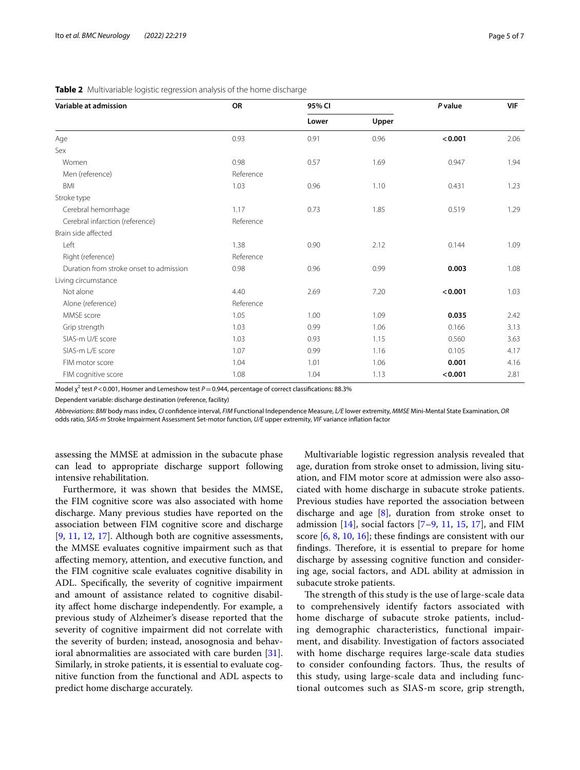**Table 2** Multivariable logistic regression analysis of the home discharge

| Variable at admission | OR | 95% CI | | *P* value | VIF |
|---|---|---|---|---|---|
| | | Lower | Upper | | |
| Age | 0.93 | 0.91 | 0.96 | **< 0.001** | 2.06 |
| Sex | | | | | |
| Women | 0.98 | 0.57 | 1.69 | 0.947 | 1.94 |
| Men (reference) | Reference | | | | |
| BMI | 1.03 | 0.96 | 1.10 | 0.431 | 1.23 |
| Stroke type | | | | | |
| Cerebral hemorrhage | 1.17 | 0.73 | 1.85 | 0.519 | 1.29 |
| Cerebral infarction (reference) | Reference | | | | |
| Brain side affected | | | | | |
| Left | 1.38 | 0.90 | 2.12 | 0.144 | 1.09 |
| Right (reference) | Reference | | | | |
| Duration from stroke onset to admission | 0.98 | 0.96 | 0.99 | **0.003** | 1.08 |
| Living circumstance | | | | | |
| Not alone | 4.40 | 2.69 | 7.20 | **< 0.001** | 1.03 |
| Alone (reference) | Reference | | | | |
| MMSE score | 1.05 | 1.00 | 1.09 | **0.035** | 2.42 |
| Grip strength | 1.03 | 0.99 | 1.06 | 0.166 | 3.13 |
| SIAS-m U/E score | 1.03 | 0.93 | 1.15 | 0.560 | 3.63 |
| SIAS-m L/E score | 1.07 | 0.99 | 1.16 | 0.105 | 4.17 |
| FIM motor score | 1.04 | 1.01 | 1.06 | **0.001** | 4.16 |
| FIM cognitive score | 1.08 | 1.04 | 1.13 | **< 0.001** | 2.81 |

Model $\chi^2$ test $P < 0.001$, Hosmer and Lemeshow test $P = 0.944$, percentage of correct classifications: 88.3%

Dependent variable: discharge destination (reference, facility)

*Abbreviations*: *BMI* body mass index, *CI* confidence interval, *FIM* Functional Independence Measure, *L/E* lower extremity, *MMSE* Mini-Mental State Examination, *OR* odds ratio, *SIAS-m* Stroke Impairment Assessment Set-motor function, *U/E* upper extremity, *VIF* variance inflation factor

assessing the MMSE at admission in the subacute phase can lead to appropriate discharge support following intensive rehabilitation.

Furthermore, it was shown that besides the MMSE, the FIM cognitive score was also associated with home discharge. Many previous studies have reported on the association between FIM cognitive score and discharge [9, 11, 12, 17]. Although both are cognitive assessments, the MMSE evaluates cognitive impairment such as that affecting memory, attention, and executive function, and the FIM cognitive scale evaluates cognitive disability in ADL. Specifically, the severity of cognitive impairment and amount of assistance related to cognitive disability affect home discharge independently. For example, a previous study of Alzheimer's disease reported that the severity of cognitive impairment did not correlate with the severity of burden; instead, anosognosia and behavioral abnormalities are associated with care burden [31]. Similarly, in stroke patients, it is essential to evaluate cognitive function from the functional and ADL aspects to predict home discharge accurately.

Multivariable logistic regression analysis revealed that age, duration from stroke onset to admission, living situation, and FIM motor score at admission were also associated with home discharge in subacute stroke patients. Previous studies have reported the association between discharge and age [8], duration from stroke onset to admission [14], social factors [7–9, 11, 15, 17], and FIM score [6, 8, 10, 16]; these findings are consistent with our findings. Therefore, it is essential to prepare for home discharge by assessing cognitive function and considering age, social factors, and ADL ability at admission in subacute stroke patients.

The strength of this study is the use of large-scale data to comprehensively identify factors associated with home discharge of subacute stroke patients, including demographic characteristics, functional impairment, and disability. Investigation of factors associated with home discharge requires large-scale data studies to consider confounding factors. Thus, the results of this study, using large-scale data and including functional outcomes such as SIAS-m score, grip strength,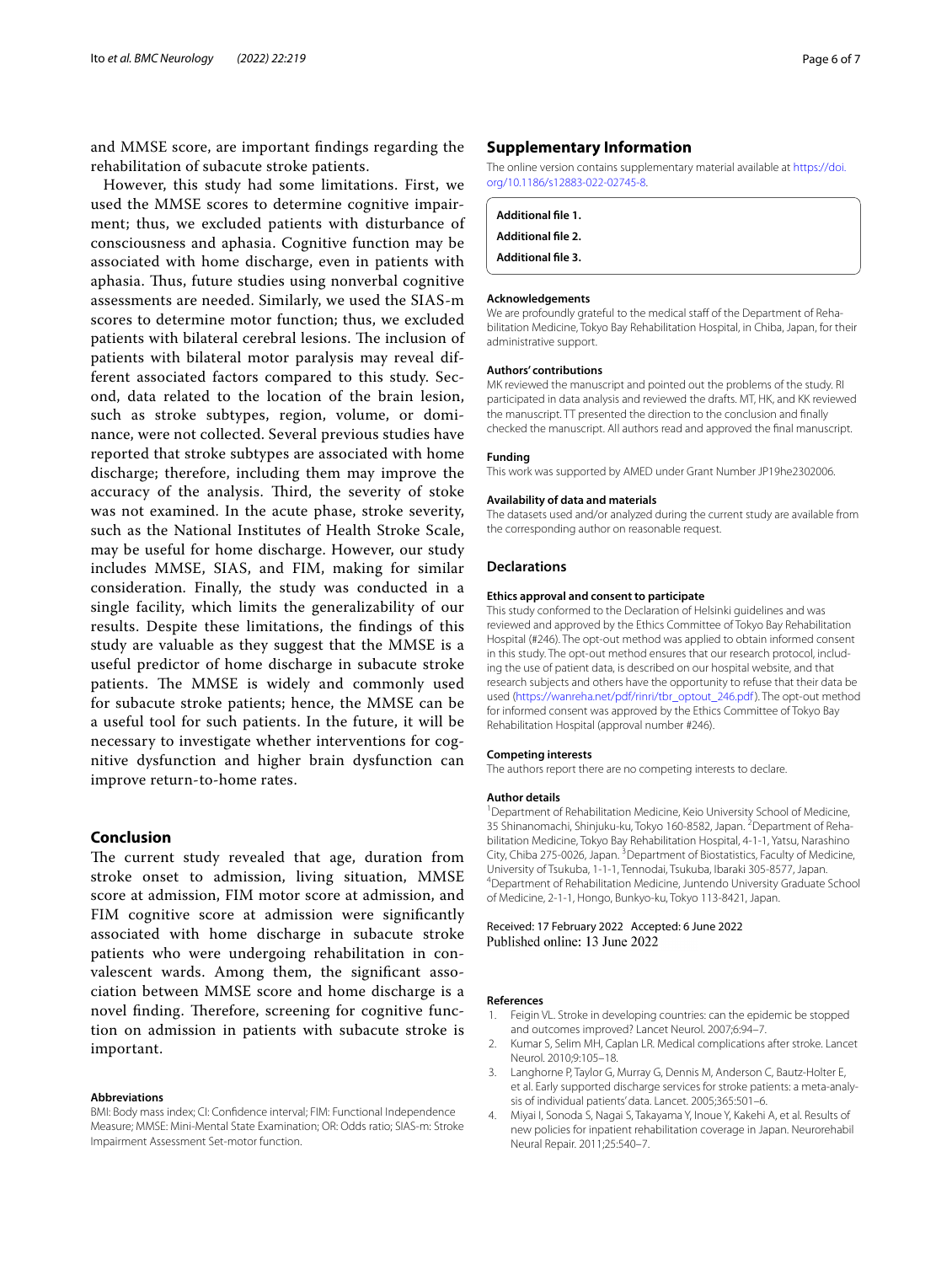and MMSE score, are important findings regarding the rehabilitation of subacute stroke patients.

However, this study had some limitations. First, we used the MMSE scores to determine cognitive impairment; thus, we excluded patients with disturbance of consciousness and aphasia. Cognitive function may be associated with home discharge, even in patients with aphasia. Thus, future studies using nonverbal cognitive assessments are needed. Similarly, we used the SIAS-m scores to determine motor function; thus, we excluded patients with bilateral cerebral lesions. The inclusion of patients with bilateral motor paralysis may reveal different associated factors compared to this study. Second, data related to the location of the brain lesion, such as stroke subtypes, region, volume, or dominance, were not collected. Several previous studies have reported that stroke subtypes are associated with home discharge; therefore, including them may improve the accuracy of the analysis. Third, the severity of stoke was not examined. In the acute phase, stroke severity, such as the National Institutes of Health Stroke Scale, may be useful for home discharge. However, our study includes MMSE, SIAS, and FIM, making for similar consideration. Finally, the study was conducted in a single facility, which limits the generalizability of our results. Despite these limitations, the findings of this study are valuable as they suggest that the MMSE is a useful predictor of home discharge in subacute stroke patients. The MMSE is widely and commonly used for subacute stroke patients; hence, the MMSE can be a useful tool for such patients. In the future, it will be necessary to investigate whether interventions for cognitive dysfunction and higher brain dysfunction can improve return-to-home rates.

## Conclusion

The current study revealed that age, duration from stroke onset to admission, living situation, MMSE score at admission, FIM motor score at admission, and FIM cognitive score at admission were significantly associated with home discharge in subacute stroke patients who were undergoing rehabilitation in convalescent wards. Among them, the significant association between MMSE score and home discharge is a novel finding. Therefore, screening for cognitive function on admission in patients with subacute stroke is important.

#### Abbreviations

BMI: Body mass index; CI: Confidence interval; FIM: Functional Independence Measure; MMSE: Mini-Mental State Examination; OR: Odds ratio; SIAS-m: Stroke Impairment Assessment Set-motor function.

## Supplementary Information

The online version contains supplementary material available at https://doi.org/10.1186/s12883-022-02745-8.

**Additional file 1.**

**Additional file 2.**

**Additional file 3.**

#### Acknowledgements

We are profoundly grateful to the medical staff of the Department of Rehabilitation Medicine, Tokyo Bay Rehabilitation Hospital, in Chiba, Japan, for their administrative support.

#### Authors' contributions

MK reviewed the manuscript and pointed out the problems of the study. RI participated in data analysis and reviewed the drafts. MT, HK, and KK reviewed the manuscript. TT presented the direction to the conclusion and finally checked the manuscript. All authors read and approved the final manuscript.

#### Funding

This work was supported by AMED under Grant Number JP19he2302006.

#### Availability of data and materials

The datasets used and/or analyzed during the current study are available from the corresponding author on reasonable request.

## Declarations

#### Ethics approval and consent to participate

This study conformed to the Declaration of Helsinki guidelines and was reviewed and approved by the Ethics Committee of Tokyo Bay Rehabilitation Hospital (#246). The opt-out method was applied to obtain informed consent in this study. The opt-out method ensures that our research protocol, including the use of patient data, is described on our hospital website, and that research subjects and others have the opportunity to refuse that their data be used (https://wanreha.net/pdf/rinri/tbr_optout_246.pdf). The opt-out method for informed consent was approved by the Ethics Committee of Tokyo Bay Rehabilitation Hospital (approval number #246).

#### Competing interests

The authors report there are no competing interests to declare.

#### Author details

[1]Department of Rehabilitation Medicine, Keio University School of Medicine, 35 Shinanomachi, Shinjuku-ku, Tokyo 160-8582, Japan. [2]Department of Rehabilitation Medicine, Tokyo Bay Rehabilitation Hospital, 4-1-1, Yatsu, Narashino City, Chiba 275-0026, Japan. [3]Department of Biostatistics, Faculty of Medicine, University of Tsukuba, 1-1-1, Tennodai, Tsukuba, Ibaraki 305-8577, Japan. [4]Department of Rehabilitation Medicine, Juntendo University Graduate School of Medicine, 2-1-1, Hongo, Bunkyo-ku, Tokyo 113-8421, Japan.

Received: 17 February 2022 Accepted: 6 June 2022
Published online: 13 June 2022

#### References

1. Feigin VL. Stroke in developing countries: can the epidemic be stopped and outcomes improved? Lancet Neurol. 2007;6:94–7.
2. Kumar S, Selim MH, Caplan LR. Medical complications after stroke. Lancet Neurol. 2010;9:105–18.
3. Langhorne P, Taylor G, Murray G, Dennis M, Anderson C, Bautz-Holter E, et al. Early supported discharge services for stroke patients: a meta-analysis of individual patients' data. Lancet. 2005;365:501–6.
4. Miyai I, Sonoda S, Nagai S, Takayama Y, Inoue Y, Kakehi A, et al. Results of new policies for inpatient rehabilitation coverage in Japan. Neurorehabil Neural Repair. 2011;25:540–7.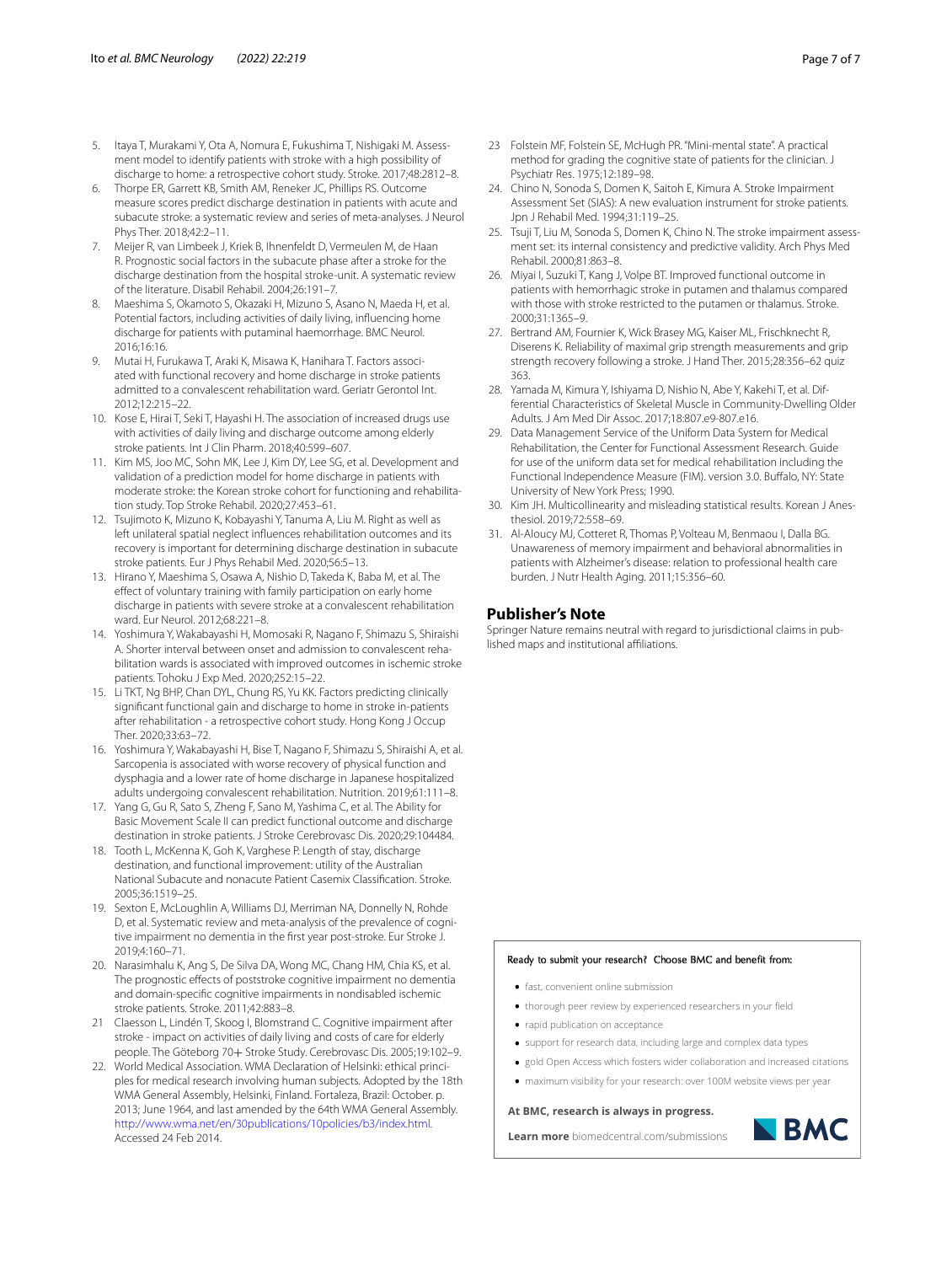5. Itaya T, Murakami Y, Ota A, Nomura E, Fukushima T, Nishigaki M. Assessment model to identify patients with stroke with a high possibility of discharge to home: a retrospective cohort study. Stroke. 2017;48:2812–8.
6. Thorpe ER, Garrett KB, Smith AM, Reneker JC, Phillips RS. Outcome measure scores predict discharge destination in patients with acute and subacute stroke: a systematic review and series of meta-analyses. J Neurol Phys Ther. 2018;42:2–11.
7. Meijer R, van Limbeek J, Kriek B, Ihnenfeldt D, Vermeulen M, de Haan R. Prognostic social factors in the subacute phase after a stroke for the discharge destination from the hospital stroke-unit. A systematic review of the literature. Disabil Rehabil. 2004;26:191–7.
8. Maeshima S, Okamoto S, Okazaki H, Mizuno S, Asano N, Maeda H, et al. Potential factors, including activities of daily living, influencing home discharge for patients with putaminal haemorrhage. BMC Neurol. 2016;16:16.
9. Mutai H, Furukawa T, Araki K, Misawa K, Hanihara T. Factors associated with functional recovery and home discharge in stroke patients admitted to a convalescent rehabilitation ward. Geriatr Gerontol Int. 2012;12:215–22.
10. Kose E, Hirai T, Seki T, Hayashi H. The association of increased drugs use with activities of daily living and discharge outcome among elderly stroke patients. Int J Clin Pharm. 2018;40:599–607.
11. Kim MS, Joo MC, Sohn MK, Lee J, Kim DY, Lee SG, et al. Development and validation of a prediction model for home discharge in patients with moderate stroke: the Korean stroke cohort for functioning and rehabilitation study. Top Stroke Rehabil. 2020;27:453–61.
12. Tsujimoto K, Mizuno K, Kobayashi Y, Tanuma A, Liu M. Right as well as left unilateral spatial neglect influences rehabilitation outcomes and its recovery is important for determining discharge destination in subacute stroke patients. Eur J Phys Rehabil Med. 2020;56:5–13.
13. Hirano Y, Maeshima S, Osawa A, Nishio D, Takeda K, Baba M, et al. The effect of voluntary training with family participation on early home discharge in patients with severe stroke at a convalescent rehabilitation ward. Eur Neurol. 2012;68:221–8.
14. Yoshimura Y, Wakabayashi H, Momosaki R, Nagano F, Shimazu S, Shiraishi A. Shorter interval between onset and admission to convalescent rehabilitation wards is associated with improved outcomes in ischemic stroke patients. Tohoku J Exp Med. 2020;252:15–22.
15. Li TKT, Ng BHP, Chan DYL, Chung RS, Yu KK. Factors predicting clinically significant functional gain and discharge to home in stroke in-patients after rehabilitation - a retrospective cohort study. Hong Kong J Occup Ther. 2020;33:63–72.
16. Yoshimura Y, Wakabayashi H, Bise T, Nagano F, Shimazu S, Shiraishi A, et al. Sarcopenia is associated with worse recovery of physical function and dysphagia and a lower rate of home discharge in Japanese hospitalized adults undergoing convalescent rehabilitation. Nutrition. 2019;61:111–8.
17. Yang G, Gu R, Sato S, Zheng F, Sano M, Yashima C, et al. The Ability for Basic Movement Scale II can predict functional outcome and discharge destination in stroke patients. J Stroke Cerebrovasc Dis. 2020;29:104484.
18. Tooth L, McKenna K, Goh K, Varghese P. Length of stay, discharge destination, and functional improvement: utility of the Australian National Subacute and nonacute Patient Casemix Classification. Stroke. 2005;36:1519–25.
19. Sexton E, McLoughlin A, Williams DJ, Merriman NA, Donnelly N, Rohde D, et al. Systematic review and meta-analysis of the prevalence of cognitive impairment no dementia in the first year post-stroke. Eur Stroke J. 2019;4:160–71.
20. Narasimhalu K, Ang S, De Silva DA, Wong MC, Chang HM, Chia KS, et al. The prognostic effects of poststroke cognitive impairment no dementia and domain-specific cognitive impairments in nondisabled ischemic stroke patients. Stroke. 2011;42:883–8.
21 Claesson L, Lindén T, Skoog I, Blomstrand C. Cognitive impairment after stroke - impact on activities of daily living and costs of care for elderly people. The Göteborg 70+ Stroke Study. Cerebrovasc Dis. 2005;19:102–9.
22. World Medical Association. WMA Declaration of Helsinki: ethical principles for medical research involving human subjects. Adopted by the 18th WMA General Assembly, Helsinki, Finland. Fortaleza, Brazil: October. p. 2013; June 1964, and last amended by the 64th WMA General Assembly. http://www.wma.net/en/30publications/10policies/b3/index.html. Accessed 24 Feb 2014.
23 Folstein MF, Folstein SE, McHugh PR. "Mini-mental state". A practical method for grading the cognitive state of patients for the clinician. J Psychiatr Res. 1975;12:189–98.
24. Chino N, Sonoda S, Domen K, Saitoh E, Kimura A. Stroke Impairment Assessment Set (SIAS): A new evaluation instrument for stroke patients. Jpn J Rehabil Med. 1994;31:119–25.
25. Tsuji T, Liu M, Sonoda S, Domen K, Chino N. The stroke impairment assessment set: its internal consistency and predictive validity. Arch Phys Med Rehabil. 2000;81:863–8.
26. Miyai I, Suzuki T, Kang J, Volpe BT. Improved functional outcome in patients with hemorrhagic stroke in putamen and thalamus compared with those with stroke restricted to the putamen or thalamus. Stroke. 2000;31:1365–9.
27. Bertrand AM, Fournier K, Wick Brasey MG, Kaiser ML, Frischknecht R, Diserens K. Reliability of maximal grip strength measurements and grip strength recovery following a stroke. J Hand Ther. 2015;28:356–62 quiz 363.
28. Yamada M, Kimura Y, Ishiyama D, Nishio N, Abe Y, Kakehi T, et al. Differential Characteristics of Skeletal Muscle in Community-Dwelling Older Adults. J Am Med Dir Assoc. 2017;18:807.e9-807.e16.
29. Data Management Service of the Uniform Data System for Medical Rehabilitation, the Center for Functional Assessment Research. Guide for use of the uniform data set for medical rehabilitation including the Functional Independence Measure (FIM). version 3.0. Buffalo, NY: State University of New York Press; 1990.
30. Kim JH. Multicollinearity and misleading statistical results. Korean J Anesthesiol. 2019;72:558–69.
31. Al-Aloucy MJ, Cotteret R, Thomas P, Volteau M, Benmaou I, Dalla BG. Unawareness of memory impairment and behavioral abnormalities in patients with Alzheimer's disease: relation to professional health care burden. J Nutr Health Aging. 2011;15:356–60.

## Publisher's Note

Springer Nature remains neutral with regard to jurisdictional claims in published maps and institutional affiliations.

Ready to submit your research? Choose BMC and benefit from:

- fast, convenient online submission
- thorough peer review by experienced researchers in your field
- rapid publication on acceptance
- support for research data, including large and complex data types
- gold Open Access which fosters wider collaboration and increased citations
- maximum visibility for your research: over 100M website views per year

**At BMC, research is always in progress.**

**Learn more** biomedcentral.com/submissions

BMC